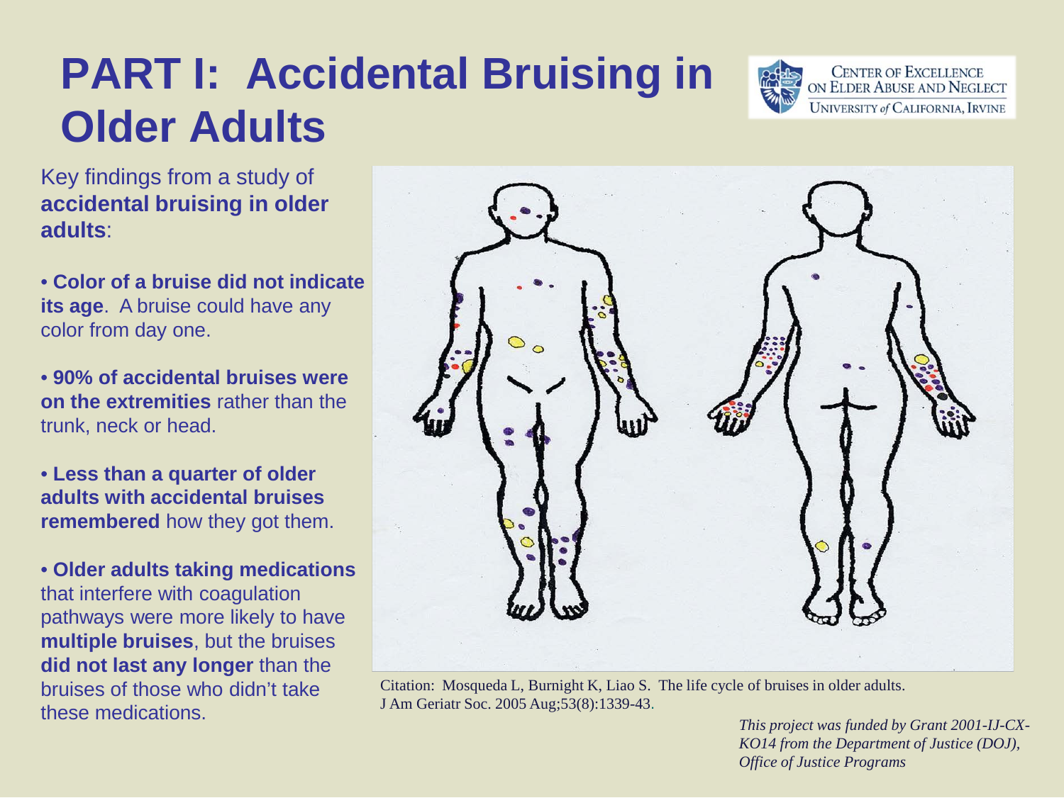# PART I: Accidental Bruising in Older Adults

Key findings from a study of **accidental bruising in older adults**:

- **Color of a bruise did not indicate its age**. A bruise could have any color from day one.
- **90% of accidental bruises were on the extremities** rather than the trunk, neck or head.
- **Less than a quarter of older adults with accidental bruises remembered** how they got them.
- **Older adults taking medications** that interfere with coagulation pathways were more likely to have **multiple bruises**, but the bruises **did not last any longer** than the bruises of those who didn't take these medications.

Citation: Mosqueda L, Burnight K, Liao S. The life cycle of bruises in older adults. J Am Geriatr Soc. 2005 Aug;53(8):1339-43.

*This project was funded by Grant 2001-IJ-CX-KO14 from the Department of Justice (DOJ), Office of Justice Programs*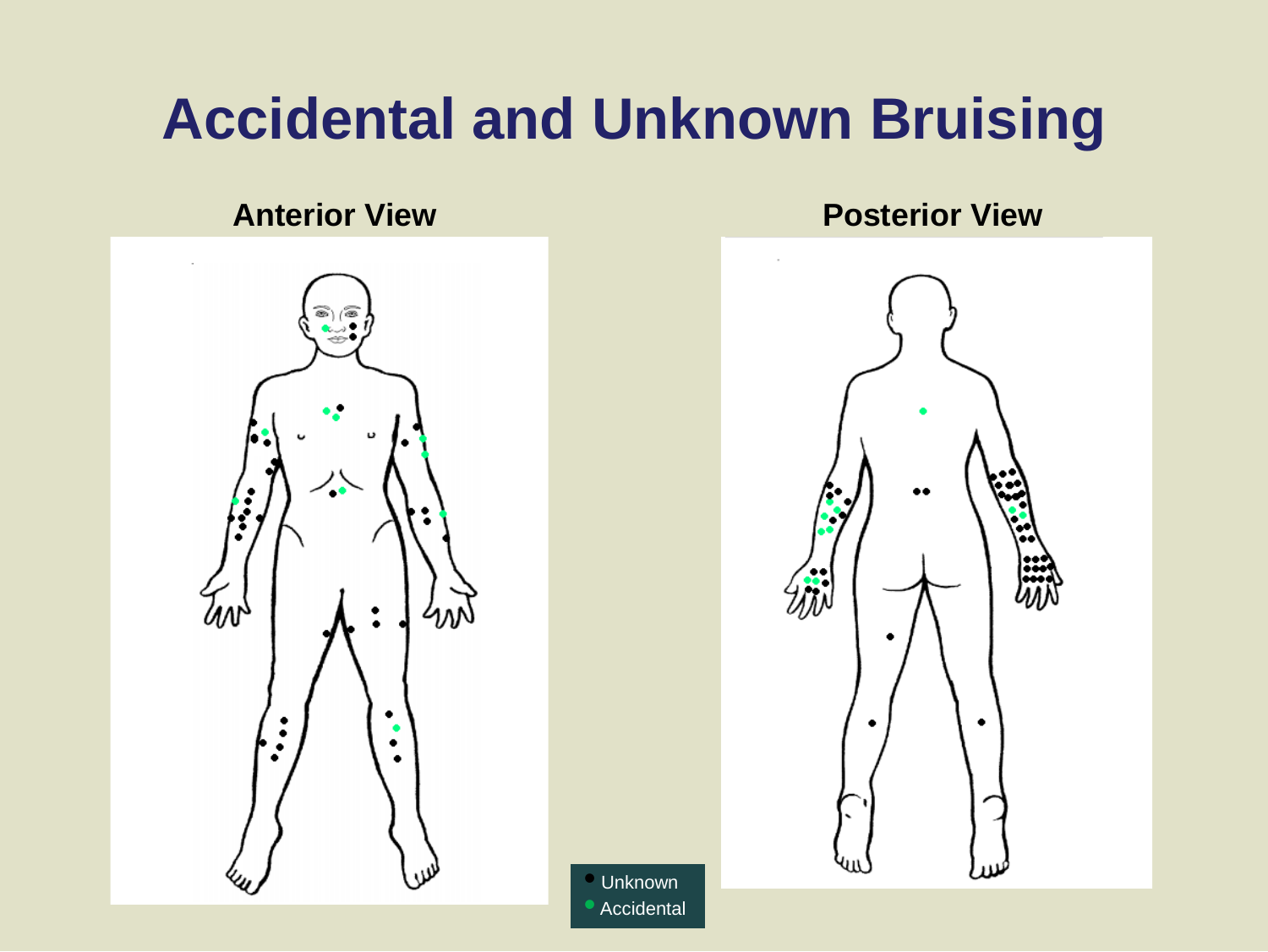# Accidental and Unknown Bruising

**Anterior View**

**Posterior View**

Unknown
Accidental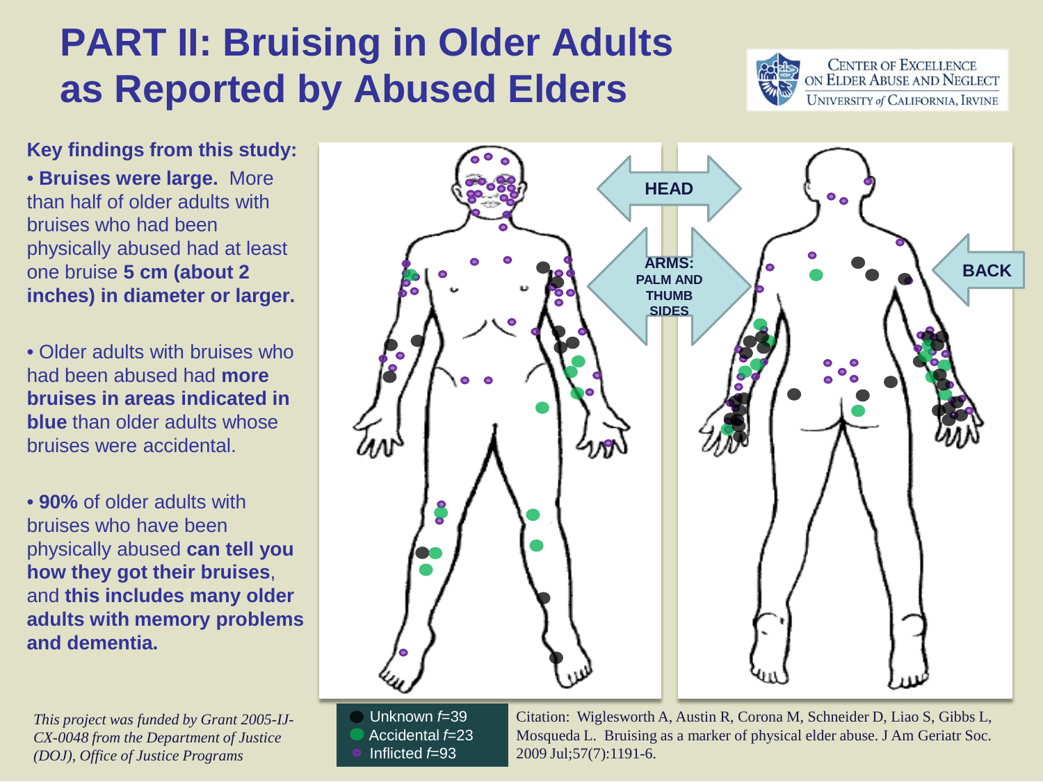# PART II: Bruising in Older Adults as Reported by Abused Elders

CENTER OF EXCELLENCE ON ELDER ABUSE AND NEGLECT
UNIVERSITY of CALIFORNIA, IRVINE

**Key findings from this study:**

- **Bruises were large.** More than half of older adults with bruises who had been physically abused had at least one bruise **5 cm (about 2 inches) in diameter or larger.**
- Older adults with bruises who had been abused had **more bruises in areas indicated in blue** than older adults whose bruises were accidental.
- **90%** of older adults with bruises who have been physically abused **can tell you how they got their bruises**, and **this includes many older adults with memory problems and dementia.**

HEAD

ARMS: PALM AND THUMB SIDES

BACK

Unknown $f$=39
Accidental $f$=23
Inflicted $f$=93

*This project was funded by Grant 2005-IJ-CX-0048 from the Department of Justice (DOJ), Office of Justice Programs*

Citation: Wiglesworth A, Austin R, Corona M, Schneider D, Liao S, Gibbs L, Mosqueda L. Bruising as a marker of physical elder abuse. J Am Geriatr Soc. 2009 Jul;57(7):1191-6.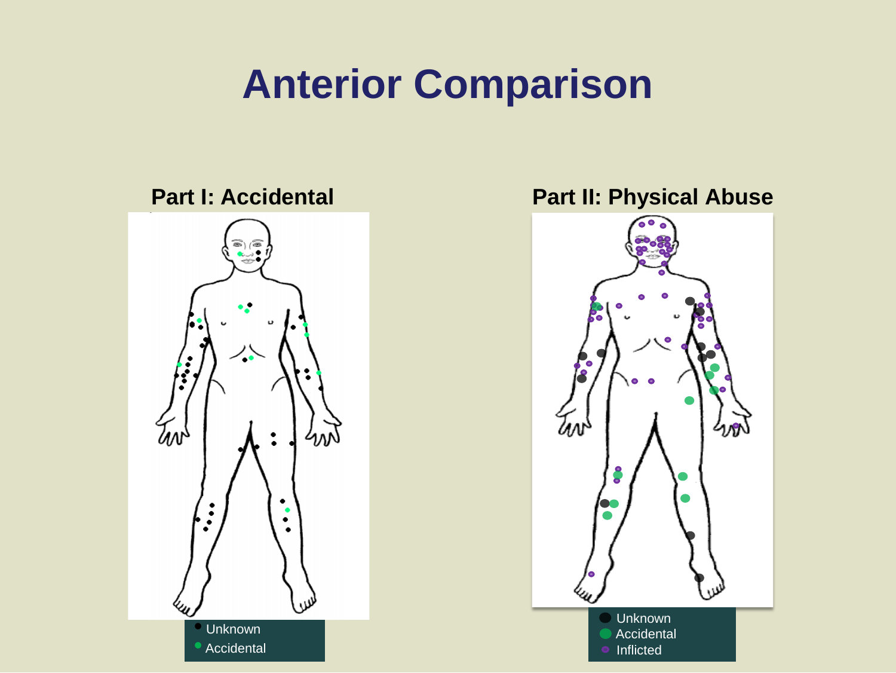# Anterior Comparison

**Part I: Accidental**

Unknown

Accidental

**Part II: Physical Abuse**

Unknown

Accidental

Inflicted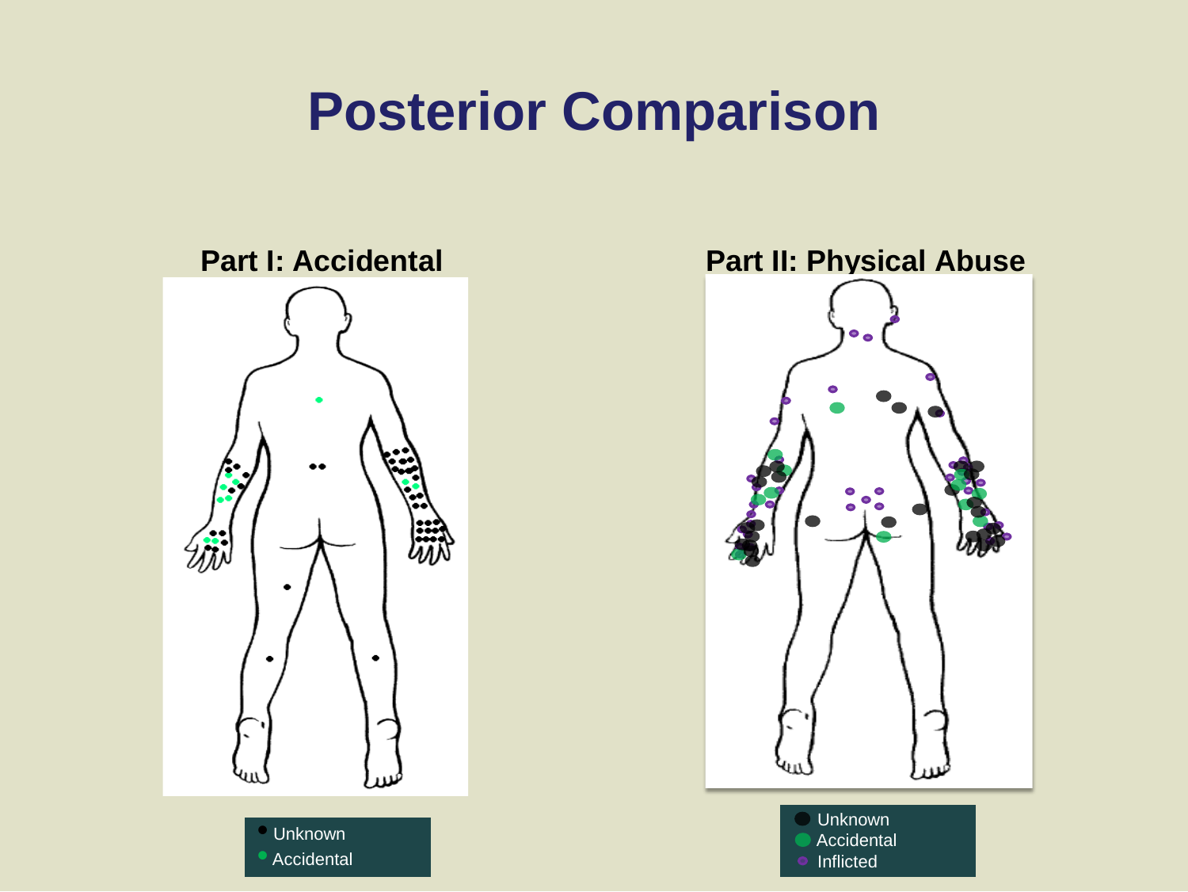# Posterior Comparison

**Part I: Accidental**

Unknown
Accidental

**Part II: Physical Abuse**

Unknown
Accidental
Inflicted